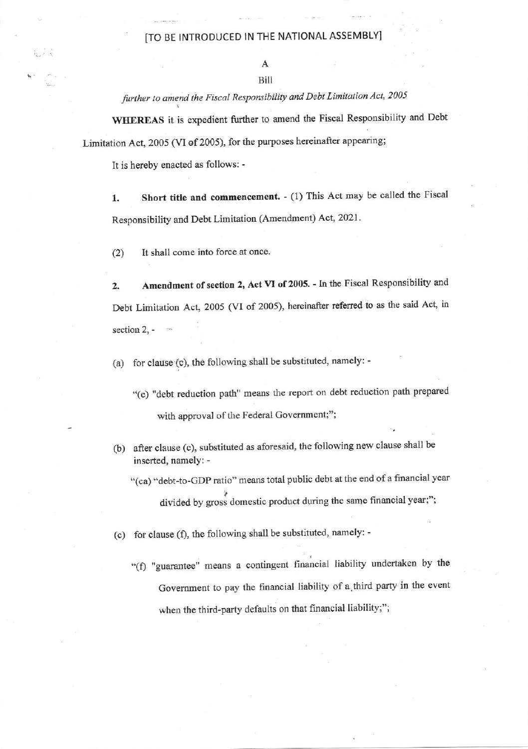[TO BE INTRODUCED IN THE NATIONAL ASSEMBLY]

A

Bill

*further to amend the Fiscal Responsibility and Debt Limitation Act, 2005*

**WHEREAS** it is expedient further to amend the Fiscal Responsibility and Debt Limitation Act, 2005 (VI of 2005), for the purposes hereinafter appearing;

It is hereby enacted as follows: -

1. **Short title and commencement.** - (1) This Act may be called the Fiscal Responsibility and Debt Limitation (Amendment) Act, 2021.

(2) It shall come into force at once.

2. **Amendment of section 2, Act VI of 2005.** - In the Fiscal Responsibility and Debt Limitation Act, 2005 (VI of 2005), hereinafter referred to as the said Act, in section 2, -

(a) for clause (c), the following shall be substituted, namely: -

"(c) "debt reduction path" means the report on debt reduction path prepared with approval of the Federal Government;";

(b) after clause (c), substituted as aforesaid, the following new clause shall be inserted, namely: -

"(ca) "debt-to-GDP ratio" means total public debt at the end of a financial year divided by gross domestic product during the same financial year;";

(c) for clause (f), the following shall be substituted, namely: -

"(f) "guarantee" means a contingent financial liability undertaken by the Government to pay the financial liability of a third party in the event when the third-party defaults on that financial liability;";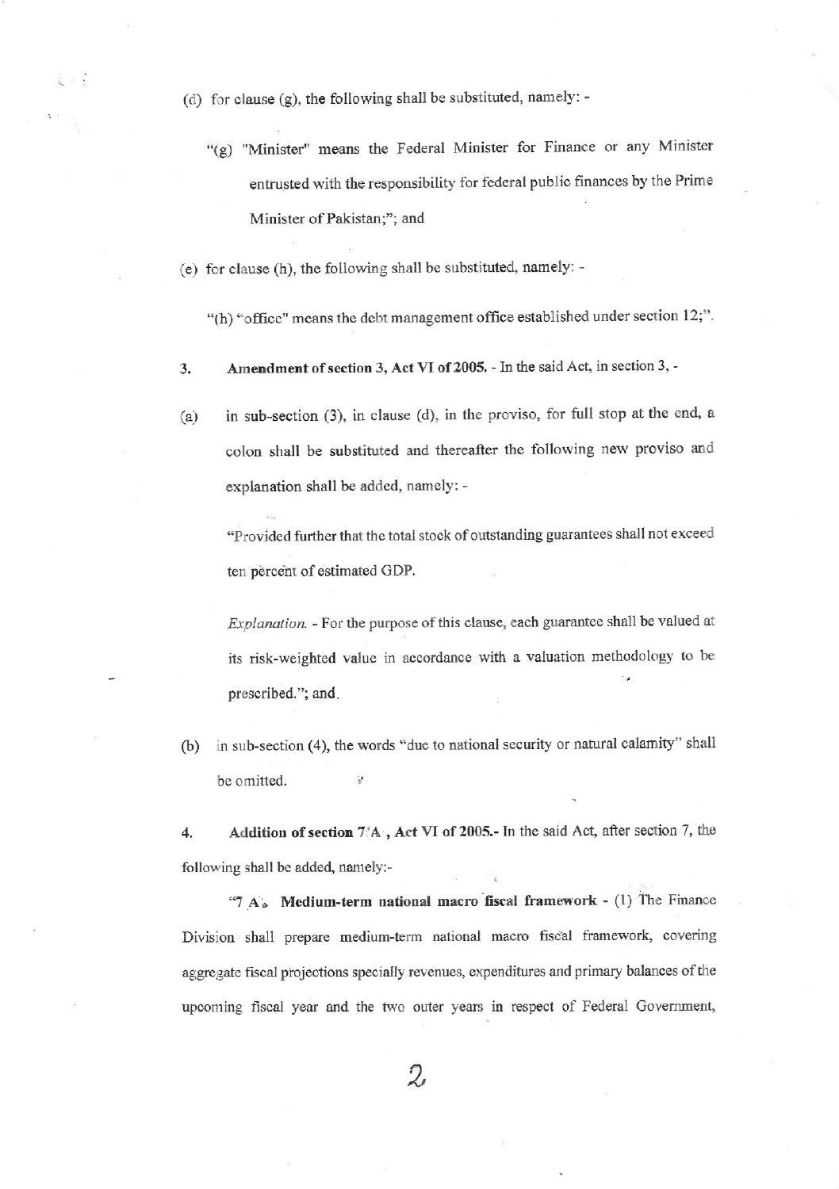(d) for clause (g), the following shall be substituted, namely: -

"(g) "Minister" means the Federal Minister for Finance or any Minister entrusted with the responsibility for federal public finances by the Prime Minister of Pakistan;"; and

(e) for clause (h), the following shall be substituted, namely: -

"(h) "office" means the debt management office established under section 12;".

3. **Amendment of section 3, Act VI of 2005.** - In the said Act, in section 3, -

(a) in sub-section (3), in clause (d), in the proviso, for full stop at the end, a colon shall be substituted and thereafter the following new proviso and explanation shall be added, namely: -

"Provided further that the total stock of outstanding guarantees shall not exceed ten percent of estimated GDP.

*Explanation.* - For the purpose of this clause, each guarantee shall be valued at its risk-weighted value in accordance with a valuation methodology to be prescribed."; and

(b) in sub-section (4), the words "due to national security or natural calamity" shall be omitted.

4. **Addition of section 7A, Act VI of 2005.**- In the said Act, after section 7, the following shall be added, namely:-

"7A. **Medium-term national macro fiscal framework** - (1) The Finance Division shall prepare medium-term national macro fiscal framework, covering aggregate fiscal projections specially revenues, expenditures and primary balances of the upcoming fiscal year and the two outer years in respect of Federal Government,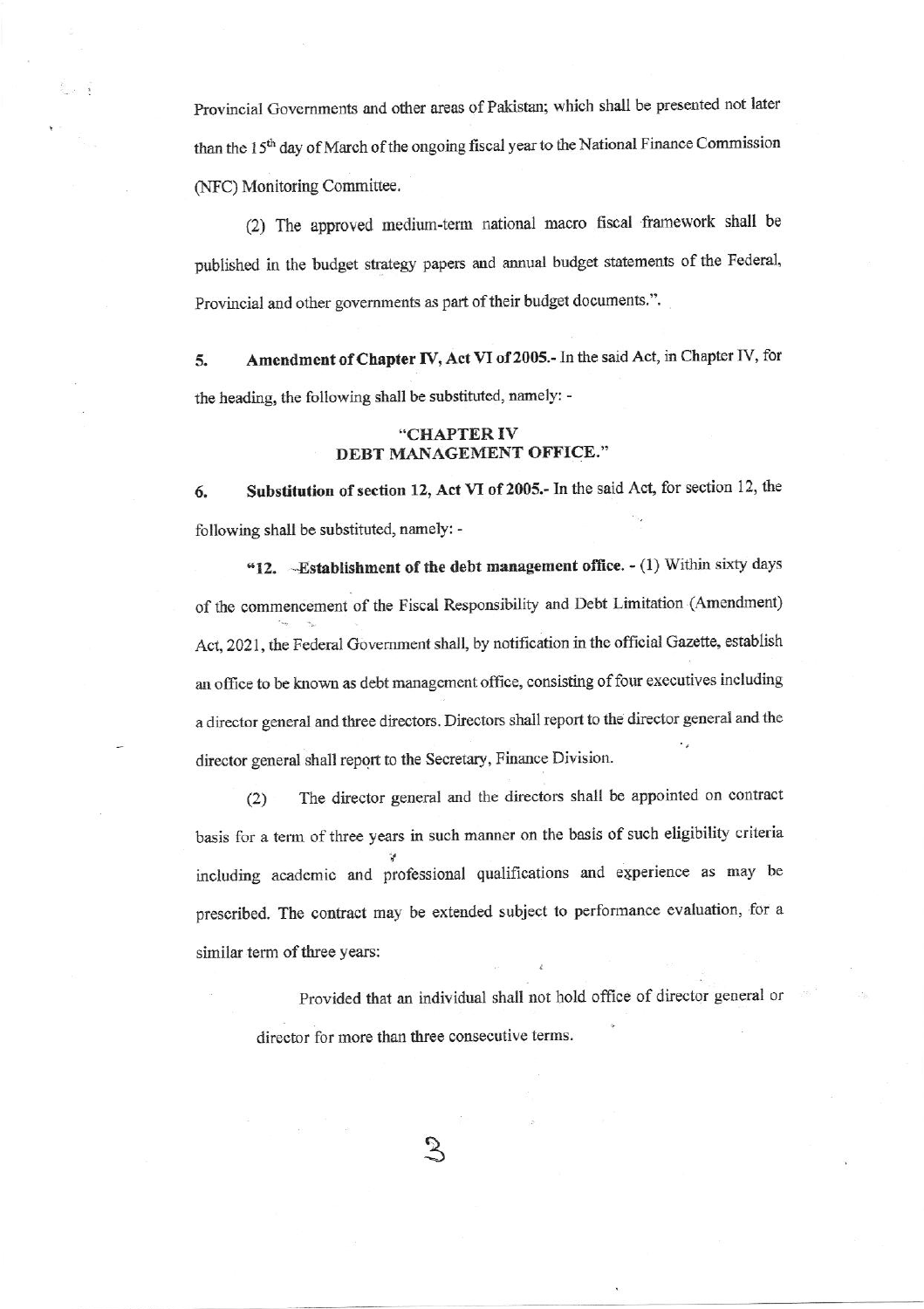Provincial Governments and other areas of Pakistan; which shall be presented not later than the 15th day of March of the ongoing fiscal year to the National Finance Commission (NFC) Monitoring Committee.

(2) The approved medium-term national macro fiscal framework shall be published in the budget strategy papers and annual budget statements of the Federal, Provincial and other governments as part of their budget documents.".

**5. Amendment of Chapter IV, Act VI of 2005.-** In the said Act, in Chapter IV, for the heading, the following shall be substituted, namely: -

**"CHAPTER IV**
**DEBT MANAGEMENT OFFICE."**

**6. Substitution of section 12, Act VI of 2005.-** In the said Act, for section 12, the following shall be substituted, namely: -

**"12. Establishment of the debt management office.** - (1) Within sixty days of the commencement of the Fiscal Responsibility and Debt Limitation (Amendment) Act, 2021, the Federal Government shall, by notification in the official Gazette, establish an office to be known as debt management office, consisting of four executives including a director general and three directors. Directors shall report to the director general and the director general shall report to the Secretary, Finance Division.

(2) The director general and the directors shall be appointed on contract basis for a term of three years in such manner on the basis of such eligibility criteria including academic and professional qualifications and experience as may be prescribed. The contract may be extended subject to performance evaluation, for a similar term of three years:

Provided that an individual shall not hold office of director general or director for more than three consecutive terms.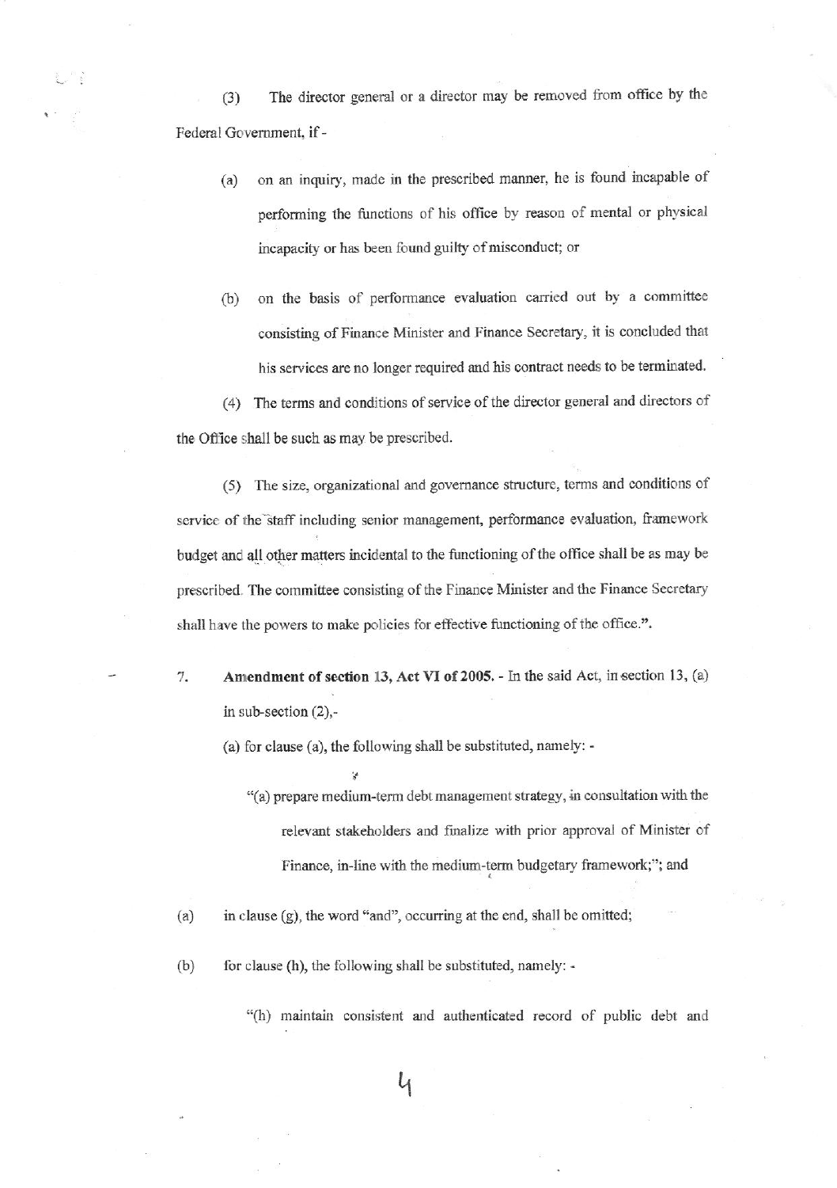(3) The director general or a director may be removed from office by the Federal Government, if -

(a) on an inquiry, made in the prescribed manner, he is found incapable of performing the functions of his office by reason of mental or physical incapacity or has been found guilty of misconduct; or

(b) on the basis of performance evaluation carried out by a committee consisting of Finance Minister and Finance Secretary, it is concluded that his services are no longer required and his contract needs to be terminated.

(4) The terms and conditions of service of the director general and directors of the Office shall be such as may be prescribed.

(5) The size, organizational and governance structure, terms and conditions of service of the staff including senior management, performance evaluation, framework budget and all other matters incidental to the functioning of the office shall be as may be prescribed. The committee consisting of the Finance Minister and the Finance Secretary shall have the powers to make policies for effective functioning of the office.".

7. **Amendment of section 13, Act VI of 2005.** - In the said Act, in section 13, (a) in sub-section (2),-

(a) for clause (a), the following shall be substituted, namely: -

"(a) prepare medium-term debt management strategy, in consultation with the relevant stakeholders and finalize with prior approval of Minister of Finance, in-line with the medium-term budgetary framework;"; and

(a) in clause (g), the word "and", occurring at the end, shall be omitted;

(b) for clause (h), the following shall be substituted, namely: -

"(h) maintain consistent and authenticated record of public debt and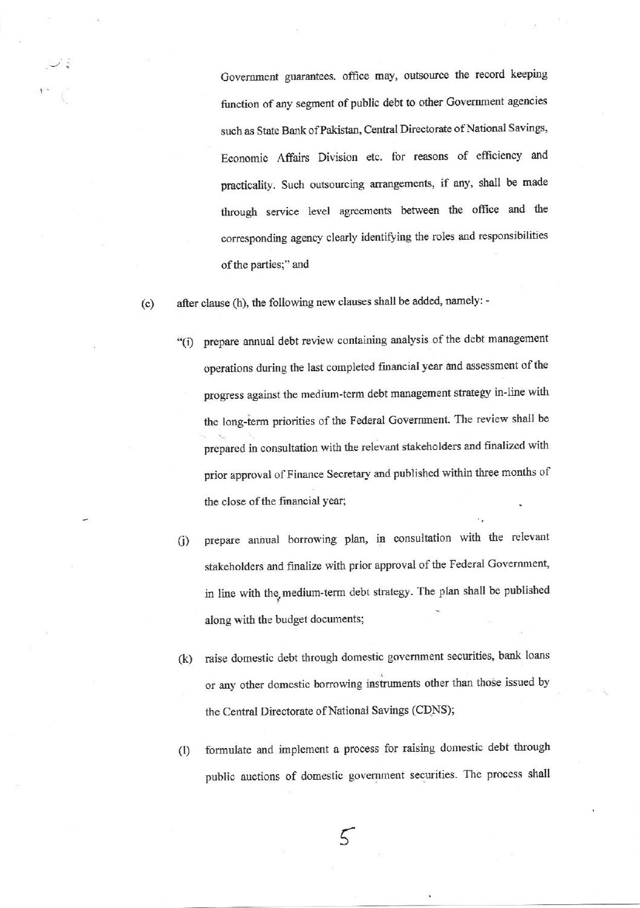Government guarantees. office may, outsource the record keeping function of any segment of public debt to other Government agencies such as State Bank of Pakistan, Central Directorate of National Savings, Economic Affairs Division etc. for reasons of efficiency and practicality. Such outsourcing arrangements, if any, shall be made through service level agreements between the office and the corresponding agency clearly identifying the roles and responsibilities of the parties;" and

(c) after clause (h), the following new clauses shall be added, namely: -

"(i) prepare annual debt review containing analysis of the debt management operations during the last completed financial year and assessment of the progress against the medium-term debt management strategy in-line with the long-term priorities of the Federal Government. The review shall be prepared in consultation with the relevant stakeholders and finalized with prior approval of Finance Secretary and published within three months of the close of the financial year;

(j) prepare annual borrowing plan, in consultation with the relevant stakeholders and finalize with prior approval of the Federal Government, in line with the medium-term debt strategy. The plan shall be published along with the budget documents;

(k) raise domestic debt through domestic government securities, bank loans or any other domestic borrowing instruments other than those issued by the Central Directorate of National Savings (CDNS);

(l) formulate and implement a process for raising domestic debt through public auctions of domestic government securities. The process shall